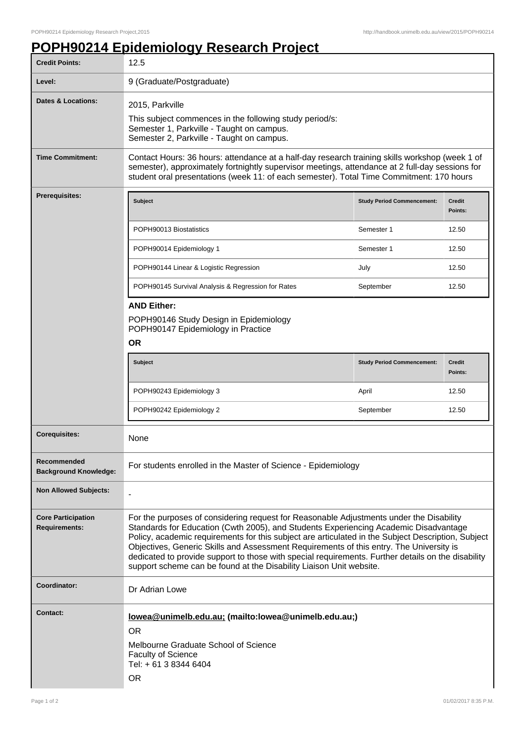# POPH90214 Epidemiology Research Project

| | |
|---|---|
| **Credit Points:** | 12.5 |
| **Level:** | 9 (Graduate/Postgraduate) |
| **Dates & Locations:** | 2015, Parkville<br>This subject commences in the following study period/s:<br>Semester 1, Parkville - Taught on campus.<br>Semester 2, Parkville - Taught on campus. |
| **Time Commitment:** | Contact Hours: 36 hours: attendance at a half-day research training skills workshop (week 1 of semester), approximately fortnightly supervisor meetings, attendance at 2 full-day sessions for student oral presentations (week 11: of each semester). Total Time Commitment: 170 hours |
| **Prerequisites:** | See below |
| **Corequisites:** | None |
| **Recommended Background Knowledge:** | For students enrolled in the Master of Science - Epidemiology |
| **Non Allowed Subjects:** | - |
| **Core Participation Requirements:** | For the purposes of considering request for Reasonable Adjustments under the Disability Standards for Education (Cwth 2005), and Students Experiencing Academic Disadvantage Policy, academic requirements for this subject are articulated in the Subject Description, Subject Objectives, Generic Skills and Assessment Requirements of this entry. The University is dedicated to provide support to those with special requirements. Further details on the disability support scheme can be found at the Disability Liaison Unit website. |
| **Coordinator:** | Dr Adrian Lowe |
| **Contact:** | **lowea@unimelb.edu.au; (mailto:lowea@unimelb.edu.au;)**<br>OR<br>Melbourne Graduate School of Science<br>Faculty of Science<br>Tel: + 61 3 8344 6404<br>OR |

**Prerequisites:**

| Subject | Study Period Commencement: | Credit Points: |
|---|---|---|
| POPH90013 Biostatistics | Semester 1 | 12.50 |
| POPH90014 Epidemiology 1 | Semester 1 | 12.50 |
| POPH90144 Linear & Logistic Regression | July | 12.50 |
| POPH90145 Survival Analysis & Regression for Rates | September | 12.50 |

**AND Either:**

POPH90146 Study Design in Epidemiology
POPH90147 Epidemiology in Practice

**OR**

| Subject | Study Period Commencement: | Credit Points: |
|---|---|---|
| POPH90243 Epidemiology 3 | April | 12.50 |
| POPH90242 Epidemiology 2 | September | 12.50 |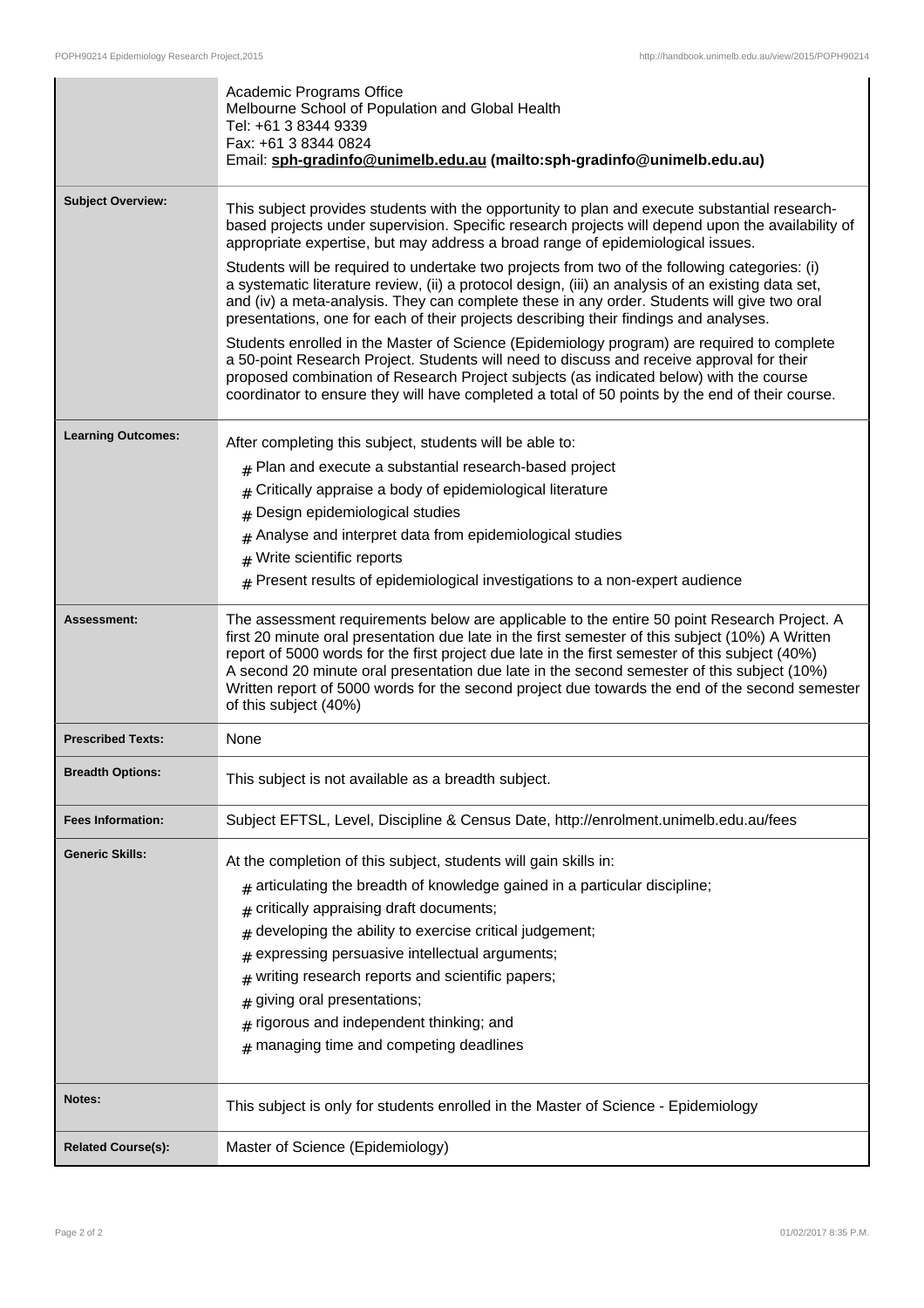| | |
|---|---|
| | Academic Programs Office<br>Melbourne School of Population and Global Health<br>Tel: +61 3 8344 9339<br>Fax: +61 3 8344 0824<br>Email: **sph-gradinfo@unimelb.edu.au (mailto:sph-gradinfo@unimelb.edu.au)** |
| **Subject Overview:** | This subject provides students with the opportunity to plan and execute substantial research-based projects under supervision. Specific research projects will depend upon the availability of appropriate expertise, but may address a broad range of epidemiological issues.<br><br>Students will be required to undertake two projects from two of the following categories: (i) a systematic literature review, (ii) a protocol design, (iii) an analysis of an existing data set, and (iv) a meta-analysis. They can complete these in any order. Students will give two oral presentations, one for each of their projects describing their findings and analyses.<br><br>Students enrolled in the Master of Science (Epidemiology program) are required to complete a 50-point Research Project. Students will need to discuss and receive approval for their proposed combination of Research Project subjects (as indicated below) with the course coordinator to ensure they will have completed a total of 50 points by the end of their course. |
| **Learning Outcomes:** | After completing this subject, students will be able to:<br># Plan and execute a substantial research-based project<br># Critically appraise a body of epidemiological literature<br># Design epidemiological studies<br># Analyse and interpret data from epidemiological studies<br># Write scientific reports<br># Present results of epidemiological investigations to a non-expert audience |
| **Assessment:** | The assessment requirements below are applicable to the entire 50 point Research Project. A first 20 minute oral presentation due late in the first semester of this subject (10%) A Written report of 5000 words for the first project due late in the first semester of this subject (40%) A second 20 minute oral presentation due late in the second semester of this subject (10%) Written report of 5000 words for the second project due towards the end of the second semester of this subject (40%) |
| **Prescribed Texts:** | None |
| **Breadth Options:** | This subject is not available as a breadth subject. |
| **Fees Information:** | Subject EFTSL, Level, Discipline & Census Date, http://enrolment.unimelb.edu.au/fees |
| **Generic Skills:** | At the completion of this subject, students will gain skills in:<br># articulating the breadth of knowledge gained in a particular discipline;<br># critically appraising draft documents;<br># developing the ability to exercise critical judgement;<br># expressing persuasive intellectual arguments;<br># writing research reports and scientific papers;<br># giving oral presentations;<br># rigorous and independent thinking; and<br># managing time and competing deadlines |
| **Notes:** | This subject is only for students enrolled in the Master of Science - Epidemiology |
| **Related Course(s):** | Master of Science (Epidemiology) |